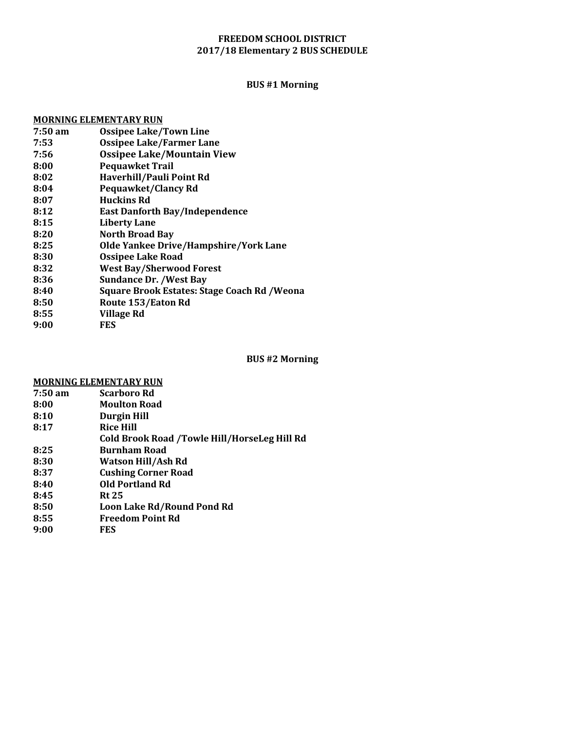# FREEDOM SCHOOL DISTRICT
# 2017/18 Elementary 2 BUS SCHEDULE

## BUS #1 Morning

**MORNING ELEMENTARY RUN**

| | |
|---|---|
| 7:50 am | Ossipee Lake/Town Line |
| 7:53 | Ossipee Lake/Farmer Lane |
| 7:56 | Ossipee Lake/Mountain View |
| 8:00 | Pequawket Trail |
| 8:02 | Haverhill/Pauli Point Rd |
| 8:04 | Pequawket/Clancy Rd |
| 8:07 | Huckins Rd |
| 8:12 | East Danforth Bay/Independence |
| 8:15 | Liberty Lane |
| 8:20 | North Broad Bay |
| 8:25 | Olde Yankee Drive/Hampshire/York Lane |
| 8:30 | Ossipee Lake Road |
| 8:32 | West Bay/Sherwood Forest |
| 8:36 | Sundance Dr. /West Bay |
| 8:40 | Square Brook Estates: Stage Coach Rd /Weona |
| 8:50 | Route 153/Eaton Rd |
| 8:55 | Village Rd |
| 9:00 | FES |

## BUS #2 Morning

**MORNING ELEMENTARY RUN**

| | |
|---|---|
| 7:50 am | Scarboro Rd |
| 8:00 | Moulton Road |
| 8:10 | Durgin Hill |
| 8:17 | Rice Hill |
| | Cold Brook Road /Towle Hill/HorseLeg Hill Rd |
| 8:25 | Burnham Road |
| 8:30 | Watson Hill/Ash Rd |
| 8:37 | Cushing Corner Road |
| 8:40 | Old Portland Rd |
| 8:45 | Rt 25 |
| 8:50 | Loon Lake Rd/Round Pond Rd |
| 8:55 | Freedom Point Rd |
| 9:00 | FES |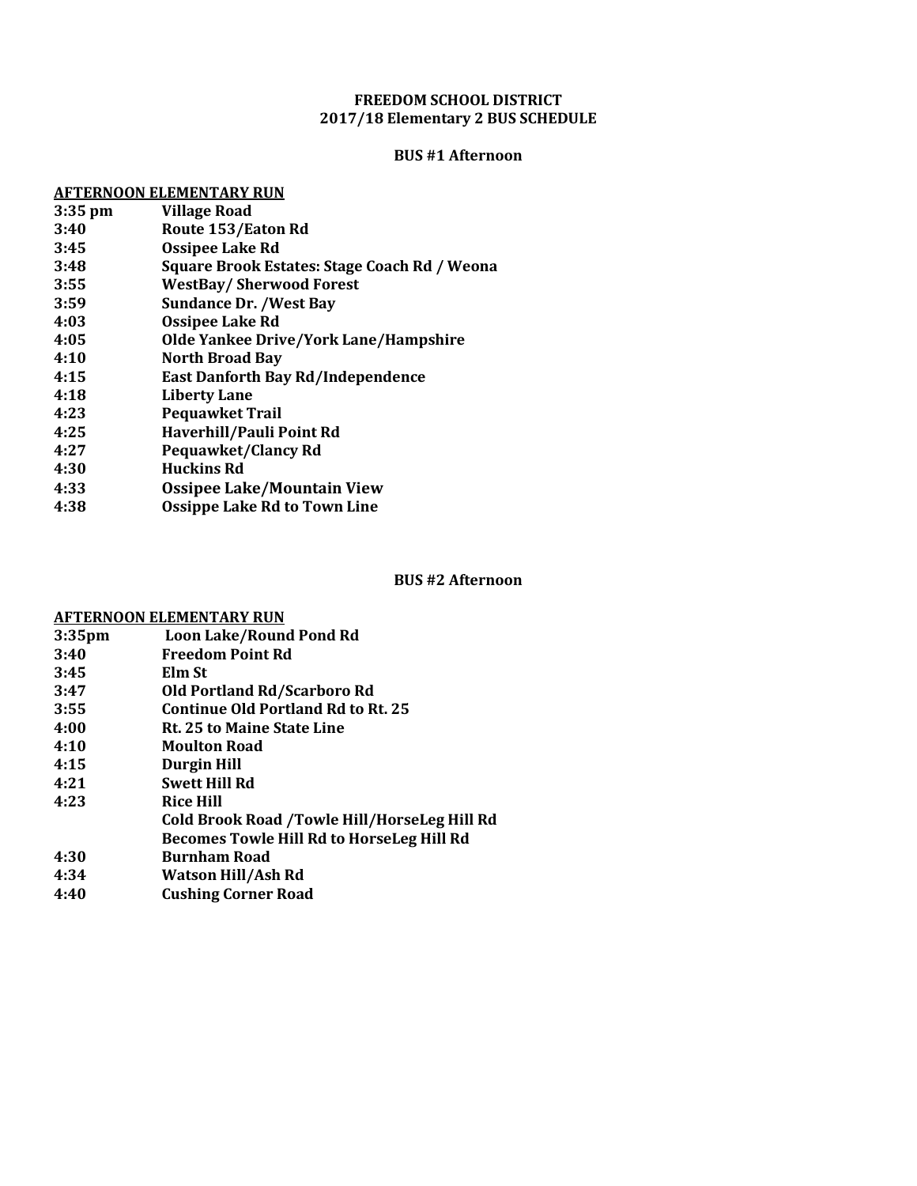**FREEDOM SCHOOL DISTRICT**
**2017/18 Elementary 2 BUS SCHEDULE**

**BUS #1 Afternoon**

**AFTERNOON ELEMENTARY RUN**

| | |
|---|---|
| 3:35 pm | Village Road |
| 3:40 | Route 153/Eaton Rd |
| 3:45 | Ossipee Lake Rd |
| 3:48 | Square Brook Estates: Stage Coach Rd / Weona |
| 3:55 | WestBay/ Sherwood Forest |
| 3:59 | Sundance Dr. /West Bay |
| 4:03 | Ossipee Lake Rd |
| 4:05 | Olde Yankee Drive/York Lane/Hampshire |
| 4:10 | North Broad Bay |
| 4:15 | East Danforth Bay Rd/Independence |
| 4:18 | Liberty Lane |
| 4:23 | Pequawket Trail |
| 4:25 | Haverhill/Pauli Point Rd |
| 4:27 | Pequawket/Clancy Rd |
| 4:30 | Huckins Rd |
| 4:33 | Ossipee Lake/Mountain View |
| 4:38 | Ossippe Lake Rd to Town Line |

**BUS #2 Afternoon**

**AFTERNOON ELEMENTARY RUN**

| | |
|---|---|
| 3:35pm | Loon Lake/Round Pond Rd |
| 3:40 | Freedom Point Rd |
| 3:45 | Elm St |
| 3:47 | Old Portland Rd/Scarboro Rd |
| 3:55 | Continue Old Portland Rd to Rt. 25 |
| 4:00 | Rt. 25 to Maine State Line |
| 4:10 | Moulton Road |
| 4:15 | Durgin Hill |
| 4:21 | Swett Hill Rd |
| 4:23 | Rice Hill |
| | Cold Brook Road /Towle Hill/HorseLeg Hill Rd |
| | Becomes Towle Hill Rd to HorseLeg Hill Rd |
| 4:30 | Burnham Road |
| 4:34 | Watson Hill/Ash Rd |
| 4:40 | Cushing Corner Road |